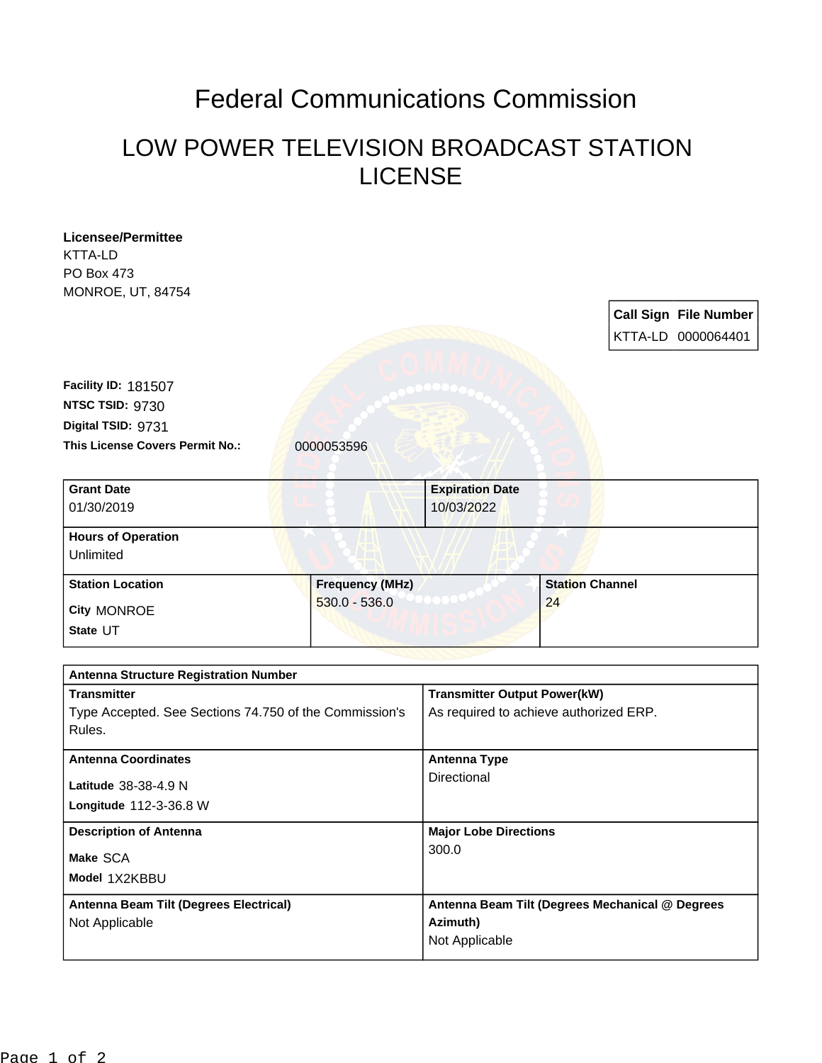# Federal Communications Commission

## LOW POWER TELEVISION BROADCAST STATION LICENSE

**Licensee/Permittee**
KTTA-LD
PO Box 473
MONROE, UT, 84754

| Call Sign | File Number |
|---|---|
| KTTA-LD | 0000064401 |

**Facility ID:** 181507
**NTSC TSID:** 9730
**Digital TSID:** 9731
**This License Covers Permit No.:** 0000053596

| Grant Date | Expiration Date |
|---|---|
| 01/30/2019 | 10/03/2022 |

**Hours of Operation**
Unlimited

| Station Location | Frequency (MHz) | Station Channel |
|---|---|---|
| **City** MONROE<br>**State** UT | 530.0 - 536.0 | 24 |

| Antenna Structure Registration Number | |
|---|---|
| **Transmitter**<br>Type Accepted. See Sections 74.750 of the Commission's Rules. | **Transmitter Output Power(kW)**<br>As required to achieve authorized ERP. |
| **Antenna Coordinates**<br>**Latitude** 38-38-4.9 N<br>**Longitude** 112-3-36.8 W | **Antenna Type**<br>Directional |
| **Description of Antenna**<br>**Make** SCA<br>**Model** 1X2KBBU | **Major Lobe Directions**<br>300.0 |
| **Antenna Beam Tilt (Degrees Electrical)**<br>Not Applicable | **Antenna Beam Tilt (Degrees Mechanical @ Degrees Azimuth)**<br>Not Applicable |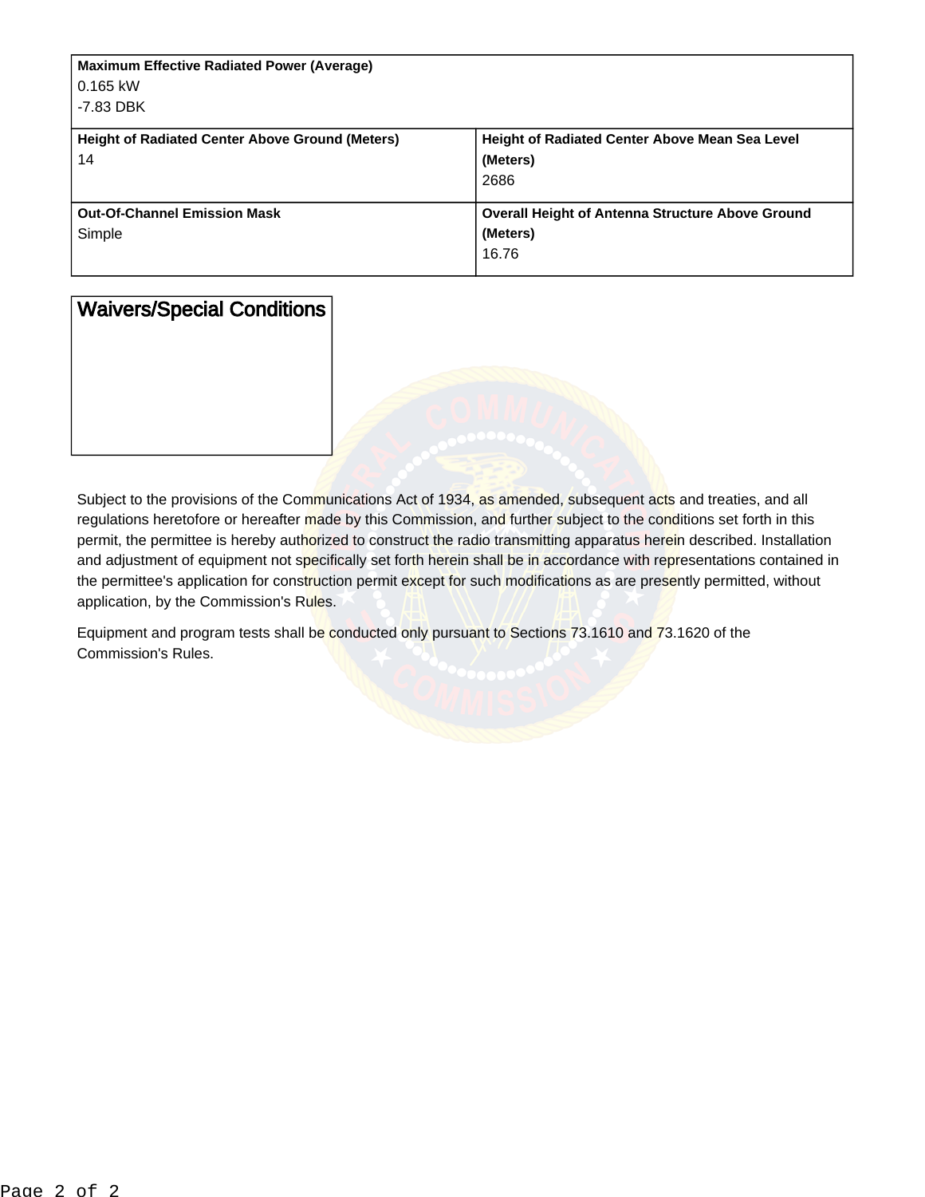| | |
|---|---|
| **Maximum Effective Radiated Power (Average)**<br>0.165 kW<br>-7.83 DBK | |
| **Height of Radiated Center Above Ground (Meters)**<br>14 | **Height of Radiated Center Above Mean Sea Level (Meters)**<br>2686 |
| **Out-Of-Channel Emission Mask**<br>Simple | **Overall Height of Antenna Structure Above Ground (Meters)**<br>16.76 |

## Waivers/Special Conditions

Subject to the provisions of the Communications Act of 1934, as amended, subsequent acts and treaties, and all regulations heretofore or hereafter made by this Commission, and further subject to the conditions set forth in this permit, the permittee is hereby authorized to construct the radio transmitting apparatus herein described. Installation and adjustment of equipment not specifically set forth herein shall be in accordance with representations contained in the permittee's application for construction permit except for such modifications as are presently permitted, without application, by the Commission's Rules.

Equipment and program tests shall be conducted only pursuant to Sections 73.1610 and 73.1620 of the Commission's Rules.